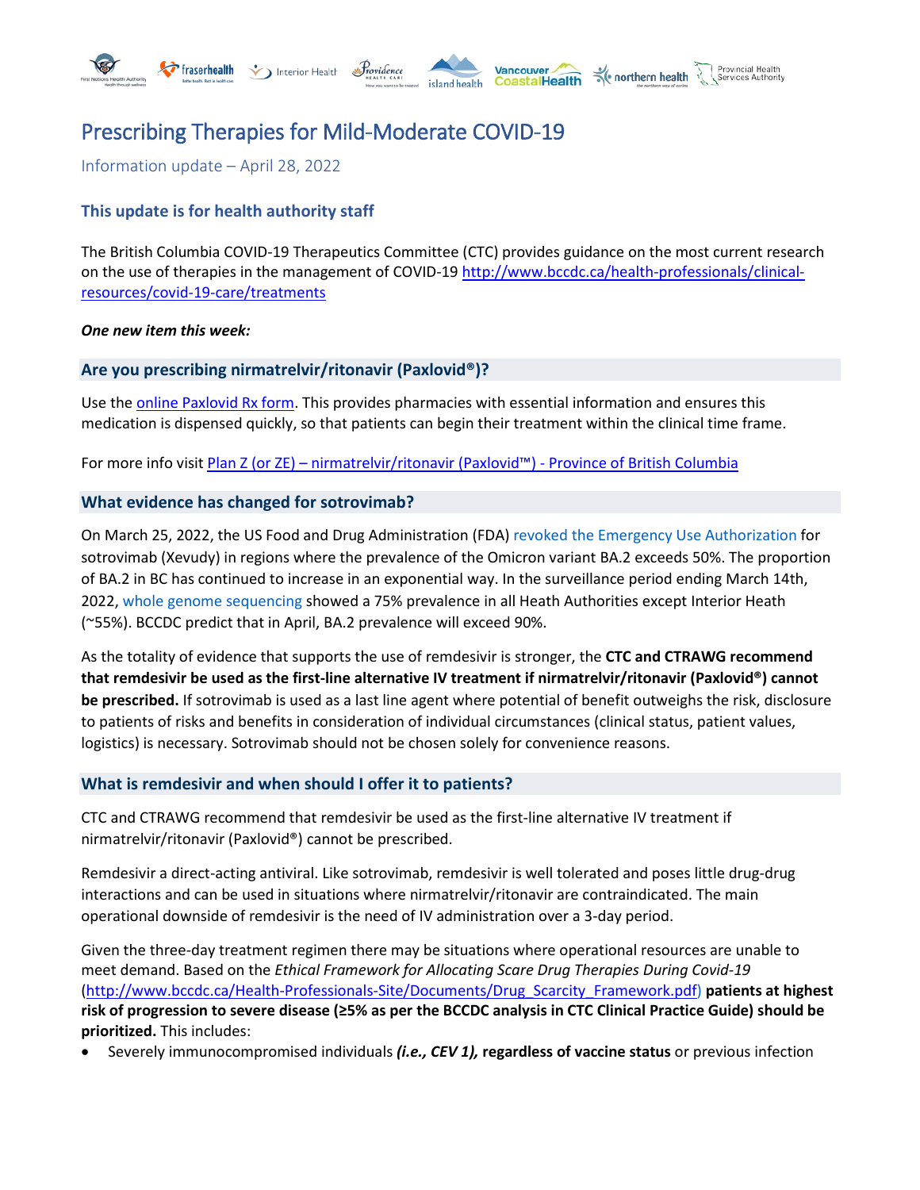# Prescribing Therapies for Mild-Moderate COVID-19

Information update – April 28, 2022

## This update is for health authority staff

The British Columbia COVID-19 Therapeutics Committee (CTC) provides guidance on the most current research on the use of therapies in the management of COVID-19 http://www.bccdc.ca/health-professionals/clinical-resources/covid-19-care/treatments

***One new item this week:***

### Are you prescribing nirmatrelvir/ritonavir (Paxlovid®)?

Use the online Paxlovid Rx form. This provides pharmacies with essential information and ensures this medication is dispensed quickly, so that patients can begin their treatment within the clinical time frame.

For more info visit Plan Z (or ZE) – nirmatrelvir/ritonavir (Paxlovid™) - Province of British Columbia

### What evidence has changed for sotrovimab?

On March 25, 2022, the US Food and Drug Administration (FDA) revoked the Emergency Use Authorization for sotrovimab (Xevudy) in regions where the prevalence of the Omicron variant BA.2 exceeds 50%. The proportion of BA.2 in BC has continued to increase in an exponential way. In the surveillance period ending March 14th, 2022, whole genome sequencing showed a 75% prevalence in all Heath Authorities except Interior Heath (~55%). BCCDC predict that in April, BA.2 prevalence will exceed 90%.

As the totality of evidence that supports the use of remdesivir is stronger, the **CTC and CTRAWG recommend that remdesivir be used as the first-line alternative IV treatment if nirmatrelvir/ritonavir (Paxlovid®) cannot be prescribed.** If sotrovimab is used as a last line agent where potential of benefit outweighs the risk, disclosure to patients of risks and benefits in consideration of individual circumstances (clinical status, patient values, logistics) is necessary. Sotrovimab should not be chosen solely for convenience reasons.

### What is remdesivir and when should I offer it to patients?

CTC and CTRAWG recommend that remdesivir be used as the first-line alternative IV treatment if nirmatrelvir/ritonavir (Paxlovid®) cannot be prescribed.

Remdesivir a direct-acting antiviral. Like sotrovimab, remdesivir is well tolerated and poses little drug-drug interactions and can be used in situations where nirmatrelvir/ritonavir are contraindicated. The main operational downside of remdesivir is the need of IV administration over a 3-day period.

Given the three-day treatment regimen there may be situations where operational resources are unable to meet demand. Based on the *Ethical Framework for Allocating Scare Drug Therapies During Covid-19* (http://www.bccdc.ca/Health-Professionals-Site/Documents/Drug_Scarcity_Framework.pdf) **patients at highest risk of progression to severe disease (≥5% as per the BCCDC analysis in CTC Clinical Practice Guide) should be prioritized.** This includes:

- Severely immunocompromised individuals ***(i.e., CEV 1),*** **regardless of vaccine status** or previous infection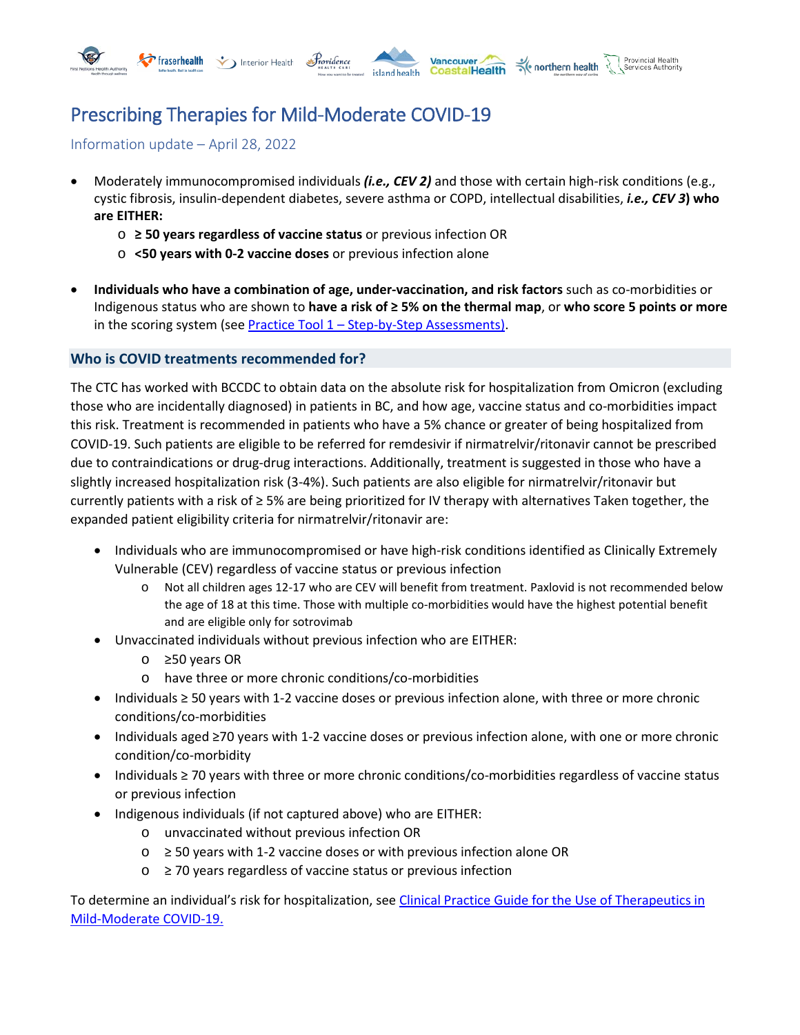# Prescribing Therapies for Mild-Moderate COVID-19

Information update – April 28, 2022

- Moderately immunocompromised individuals ***(i.e., CEV 2)*** and those with certain high-risk conditions (e.g., cystic fibrosis, insulin-dependent diabetes, severe asthma or COPD, intellectual disabilities, ***i.e., CEV 3*****) who are EITHER:**
  - **≥ 50 years regardless of vaccine status** or previous infection OR
  - **<50 years with 0-2 vaccine doses** or previous infection alone
- **Individuals who have a combination of age, under-vaccination, and risk factors** such as co-morbidities or Indigenous status who are shown to **have a risk of ≥ 5% on the thermal map**, or **who score 5 points or more** in the scoring system (see [Practice Tool 1 – Step-by-Step Assessments)](#).

## Who is COVID treatments recommended for?

The CTC has worked with BCCDC to obtain data on the absolute risk for hospitalization from Omicron (excluding those who are incidentally diagnosed) in patients in BC, and how age, vaccine status and co-morbidities impact this risk. Treatment is recommended in patients who have a 5% chance or greater of being hospitalized from COVID-19. Such patients are eligible to be referred for remdesivir if nirmatrelvir/ritonavir cannot be prescribed due to contraindications or drug-drug interactions. Additionally, treatment is suggested in those who have a slightly increased hospitalization risk (3-4%). Such patients are also eligible for nirmatrelvir/ritonavir but currently patients with a risk of ≥ 5% are being prioritized for IV therapy with alternatives Taken together, the expanded patient eligibility criteria for nirmatrelvir/ritonavir are:

- Individuals who are immunocompromised or have high-risk conditions identified as Clinically Extremely Vulnerable (CEV) regardless of vaccine status or previous infection
  - Not all children ages 12-17 who are CEV will benefit from treatment. Paxlovid is not recommended below the age of 18 at this time. Those with multiple co-morbidities would have the highest potential benefit and are eligible only for sotrovimab
- Unvaccinated individuals without previous infection who are EITHER:
  - ≥50 years OR
  - have three or more chronic conditions/co-morbidities
- Individuals ≥ 50 years with 1-2 vaccine doses or previous infection alone, with three or more chronic conditions/co-morbidities
- Individuals aged ≥70 years with 1-2 vaccine doses or previous infection alone, with one or more chronic condition/co-morbidity
- Individuals ≥ 70 years with three or more chronic conditions/co-morbidities regardless of vaccine status or previous infection
- Indigenous individuals (if not captured above) who are EITHER:
  - unvaccinated without previous infection OR
  - ≥ 50 years with 1-2 vaccine doses or with previous infection alone OR
  - ≥ 70 years regardless of vaccine status or previous infection

To determine an individual's risk for hospitalization, see [Clinical Practice Guide for the Use of Therapeutics in Mild-Moderate COVID-19.](#)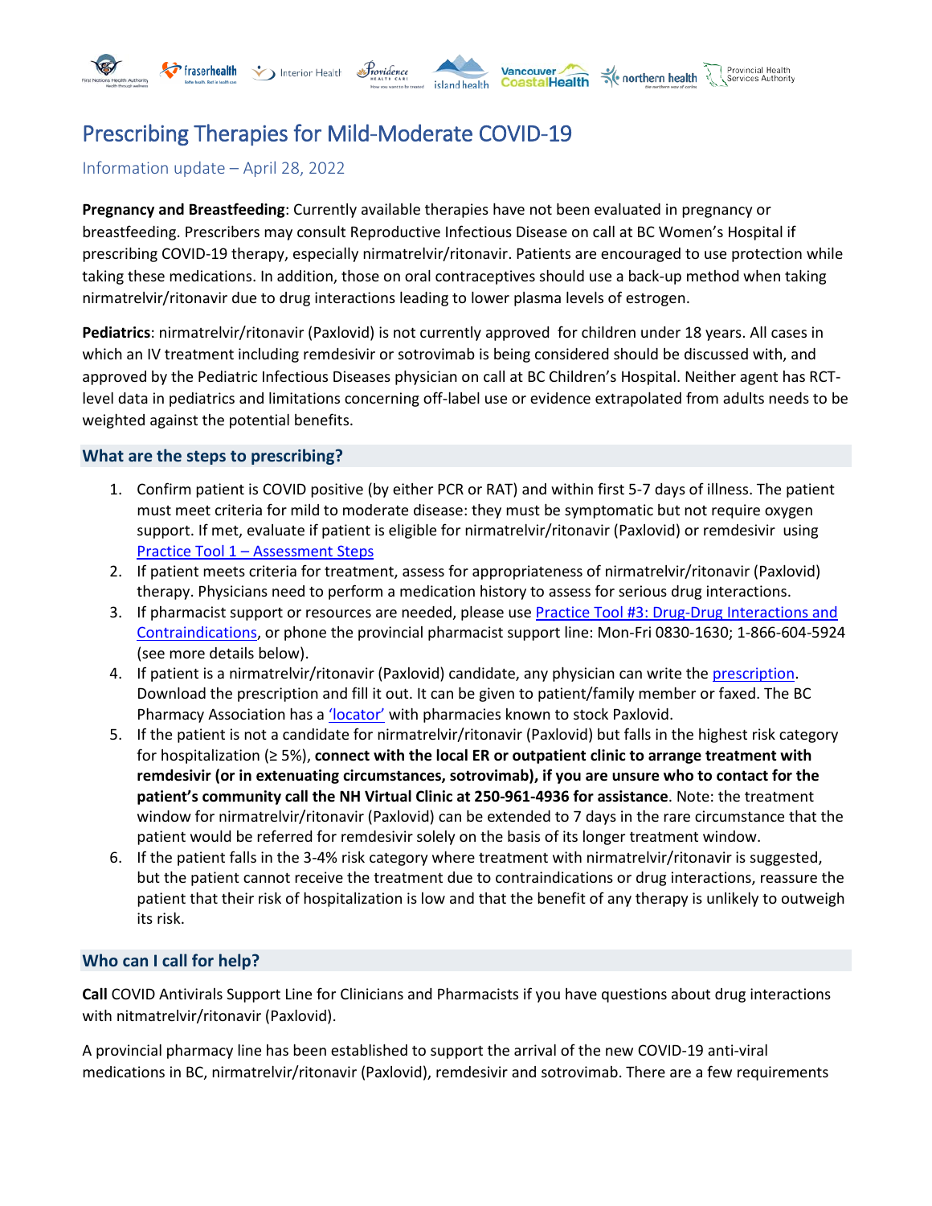# Prescribing Therapies for Mild-Moderate COVID-19

Information update – April 28, 2022

**Pregnancy and Breastfeeding**: Currently available therapies have not been evaluated in pregnancy or breastfeeding. Prescribers may consult Reproductive Infectious Disease on call at BC Women's Hospital if prescribing COVID-19 therapy, especially nirmatrelvir/ritonavir. Patients are encouraged to use protection while taking these medications. In addition, those on oral contraceptives should use a back-up method when taking nirmatrelvir/ritonavir due to drug interactions leading to lower plasma levels of estrogen.

**Pediatrics**: nirmatrelvir/ritonavir (Paxlovid) is not currently approved for children under 18 years. All cases in which an IV treatment including remdesivir or sotrovimab is being considered should be discussed with, and approved by the Pediatric Infectious Diseases physician on call at BC Children's Hospital. Neither agent has RCT-level data in pediatrics and limitations concerning off-label use or evidence extrapolated from adults needs to be weighted against the potential benefits.

## What are the steps to prescribing?

1. Confirm patient is COVID positive (by either PCR or RAT) and within first 5-7 days of illness. The patient must meet criteria for mild to moderate disease: they must be symptomatic but not require oxygen support. If met, evaluate if patient is eligible for nirmatrelvir/ritonavir (Paxlovid) or remdesivir using Practice Tool 1 – Assessment Steps
2. If patient meets criteria for treatment, assess for appropriateness of nirmatrelvir/ritonavir (Paxlovid) therapy. Physicians need to perform a medication history to assess for serious drug interactions.
3. If pharmacist support or resources are needed, please use Practice Tool #3: Drug-Drug Interactions and Contraindications, or phone the provincial pharmacist support line: Mon-Fri 0830-1630; 1-866-604-5924 (see more details below).
4. If patient is a nirmatrelvir/ritonavir (Paxlovid) candidate, any physician can write the prescription. Download the prescription and fill it out. It can be given to patient/family member or faxed. The BC Pharmacy Association has a 'locator' with pharmacies known to stock Paxlovid.
5. If the patient is not a candidate for nirmatrelvir/ritonavir (Paxlovid) but falls in the highest risk category for hospitalization (≥ 5%), **connect with the local ER or outpatient clinic to arrange treatment with remdesivir (or in extenuating circumstances, sotrovimab), if you are unsure who to contact for the patient's community call the NH Virtual Clinic at 250-961-4936 for assistance**. Note: the treatment window for nirmatrelvir/ritonavir (Paxlovid) can be extended to 7 days in the rare circumstance that the patient would be referred for remdesivir solely on the basis of its longer treatment window.
6. If the patient falls in the 3-4% risk category where treatment with nirmatrelvir/ritonavir is suggested, but the patient cannot receive the treatment due to contraindications or drug interactions, reassure the patient that their risk of hospitalization is low and that the benefit of any therapy is unlikely to outweigh its risk.

## Who can I call for help?

**Call** COVID Antivirals Support Line for Clinicians and Pharmacists if you have questions about drug interactions with nitmatrelvir/ritonavir (Paxlovid).

A provincial pharmacy line has been established to support the arrival of the new COVID-19 anti-viral medications in BC, nirmatrelvir/ritonavir (Paxlovid), remdesivir and sotrovimab. There are a few requirements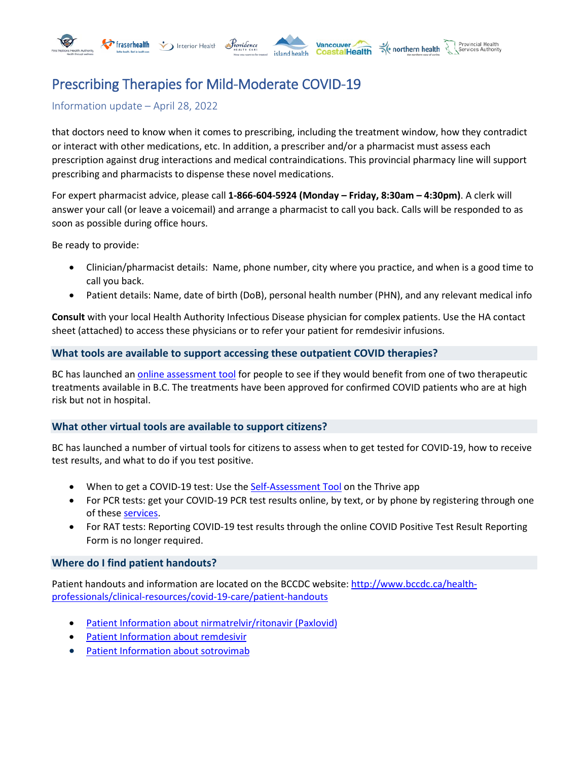that doctors need to know when it comes to prescribing, including the treatment window, how they contradict or interact with other medications, etc. In addition, a prescriber and/or a pharmacist must assess each prescription against drug interactions and medical contraindications. This provincial pharmacy line will support prescribing and pharmacists to dispense these novel medications.

For expert pharmacist advice, please call **1-866-604-5924 (Monday – Friday, 8:30am – 4:30pm)**. A clerk will answer your call (or leave a voicemail) and arrange a pharmacist to call you back. Calls will be responded to as soon as possible during office hours.

Be ready to provide:

- Clinician/pharmacist details: Name, phone number, city where you practice, and when is a good time to call you back.
- Patient details: Name, date of birth (DoB), personal health number (PHN), and any relevant medical info

**Consult** with your local Health Authority Infectious Disease physician for complex patients. Use the HA contact sheet (attached) to access these physicians or to refer your patient for remdesivir infusions.

### What tools are available to support accessing these outpatient COVID therapies?

BC has launched an online assessment tool for people to see if they would benefit from one of two therapeutic treatments available in B.C. The treatments have been approved for confirmed COVID patients who are at high risk but not in hospital.

### What other virtual tools are available to support citizens?

BC has launched a number of virtual tools for citizens to assess when to get tested for COVID-19, how to receive test results, and what to do if you test positive.

- When to get a COVID-19 test: Use the Self-Assessment Tool on the Thrive app
- For PCR tests: get your COVID-19 PCR test results online, by text, or by phone by registering through one of these services.
- For RAT tests: Reporting COVID-19 test results through the online COVID Positive Test Result Reporting Form is no longer required.

### Where do I find patient handouts?

Patient handouts and information are located on the BCCDC website: http://www.bccdc.ca/health-professionals/clinical-resources/covid-19-care/patient-handouts

- Patient Information about nirmatrelvir/ritonavir (Paxlovid)
- Patient Information about remdesivir
- Patient Information about sotrovimab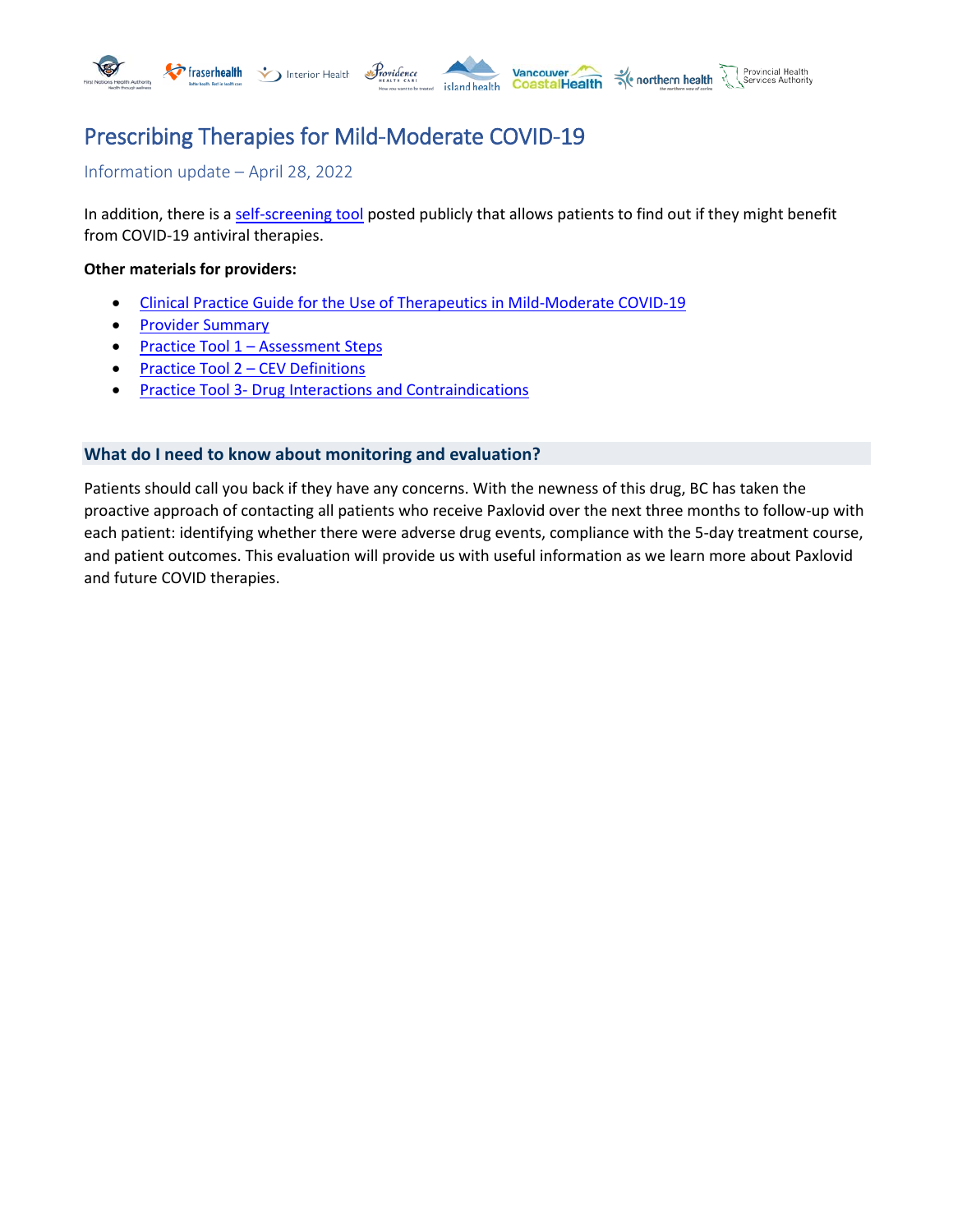# Prescribing Therapies for Mild-Moderate COVID-19

Information update – April 28, 2022

In addition, there is a self-screening tool posted publicly that allows patients to find out if they might benefit from COVID-19 antiviral therapies.

**Other materials for providers:**

- Clinical Practice Guide for the Use of Therapeutics in Mild-Moderate COVID-19
- Provider Summary
- Practice Tool 1 – Assessment Steps
- Practice Tool 2 – CEV Definitions
- Practice Tool 3- Drug Interactions and Contraindications

## What do I need to know about monitoring and evaluation?

Patients should call you back if they have any concerns. With the newness of this drug, BC has taken the proactive approach of contacting all patients who receive Paxlovid over the next three months to follow-up with each patient: identifying whether there were adverse drug events, compliance with the 5-day treatment course, and patient outcomes. This evaluation will provide us with useful information as we learn more about Paxlovid and future COVID therapies.